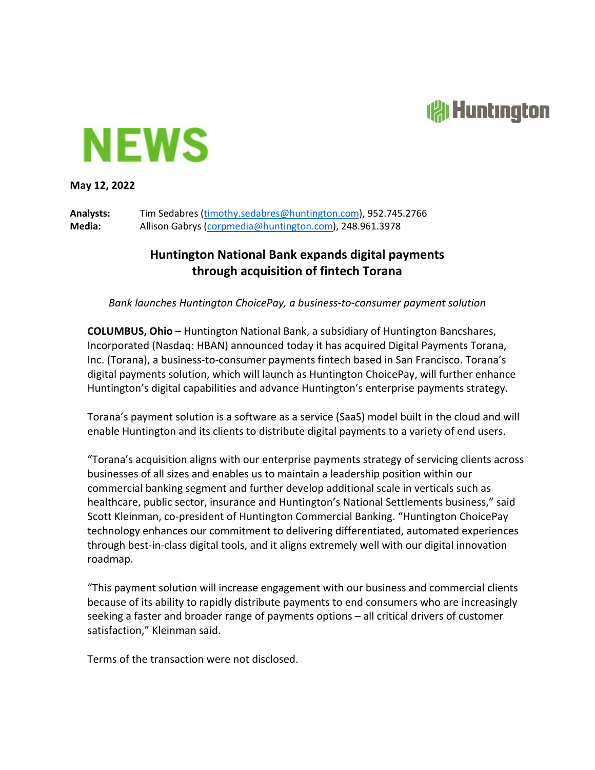Huntington

# NEWS

**May 12, 2022**

**Analysts:** Tim Sedabres (timothy.sedabres@huntington.com), 952.745.2766
**Media:** Allison Gabrys (corpmedia@huntington.com), 248.961.3978

## Huntington National Bank expands digital payments through acquisition of fintech Torana

*Bank launches Huntington ChoicePay, a business-to-consumer payment solution*

**COLUMBUS, Ohio –** Huntington National Bank, a subsidiary of Huntington Bancshares, Incorporated (Nasdaq: HBAN) announced today it has acquired Digital Payments Torana, Inc. (Torana), a business-to-consumer payments fintech based in San Francisco. Torana's digital payments solution, which will launch as Huntington ChoicePay, will further enhance Huntington's digital capabilities and advance Huntington's enterprise payments strategy.

Torana's payment solution is a software as a service (SaaS) model built in the cloud and will enable Huntington and its clients to distribute digital payments to a variety of end users.

"Torana's acquisition aligns with our enterprise payments strategy of servicing clients across businesses of all sizes and enables us to maintain a leadership position within our commercial banking segment and further develop additional scale in verticals such as healthcare, public sector, insurance and Huntington's National Settlements business," said Scott Kleinman, co-president of Huntington Commercial Banking. "Huntington ChoicePay technology enhances our commitment to delivering differentiated, automated experiences through best-in-class digital tools, and it aligns extremely well with our digital innovation roadmap.

"This payment solution will increase engagement with our business and commercial clients because of its ability to rapidly distribute payments to end consumers who are increasingly seeking a faster and broader range of payments options – all critical drivers of customer satisfaction," Kleinman said.

Terms of the transaction were not disclosed.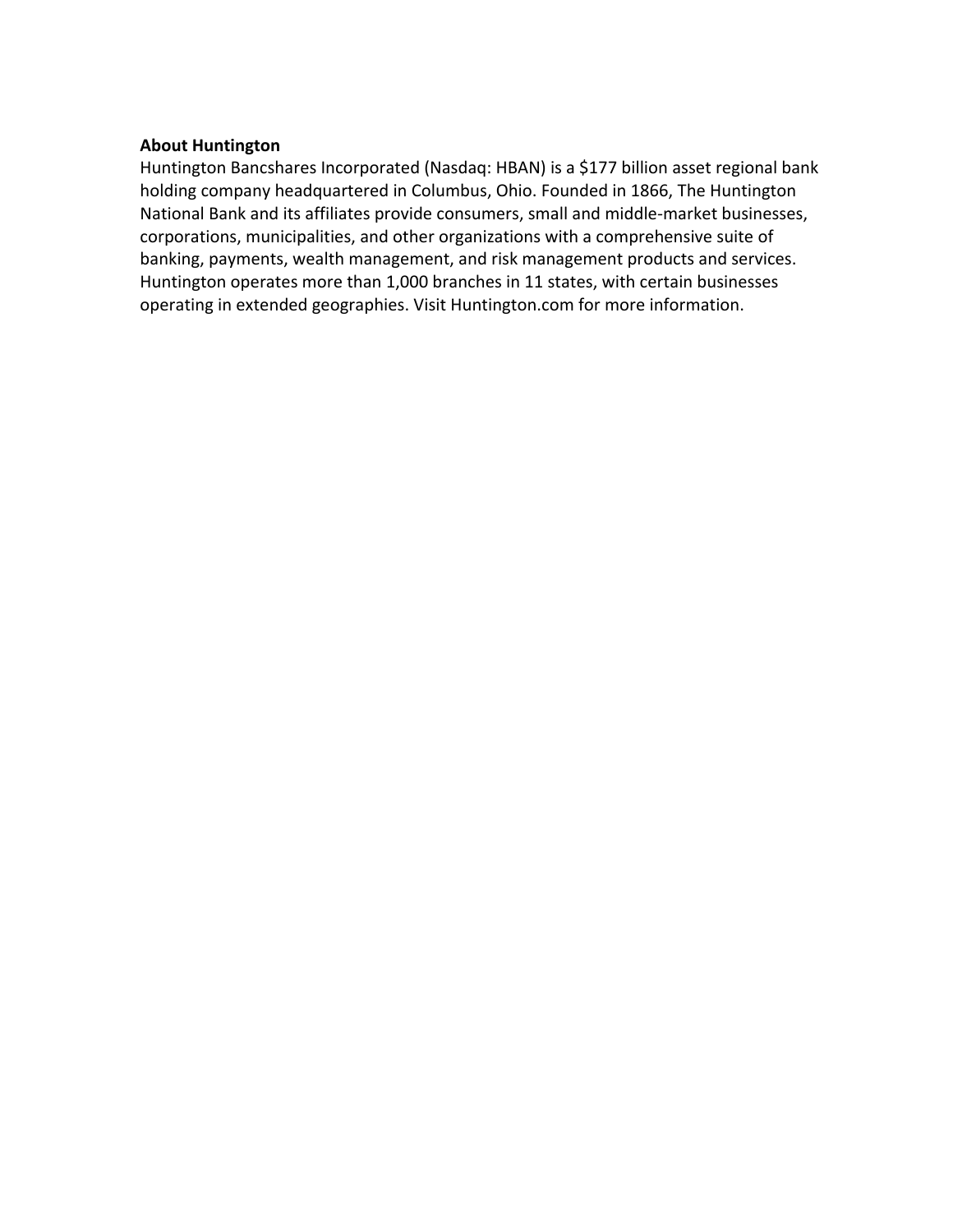**About Huntington**

Huntington Bancshares Incorporated (Nasdaq: HBAN) is a $177 billion asset regional bank holding company headquartered in Columbus, Ohio. Founded in 1866, The Huntington National Bank and its affiliates provide consumers, small and middle-market businesses, corporations, municipalities, and other organizations with a comprehensive suite of banking, payments, wealth management, and risk management products and services. Huntington operates more than 1,000 branches in 11 states, with certain businesses operating in extended geographies. Visit Huntington.com for more information.